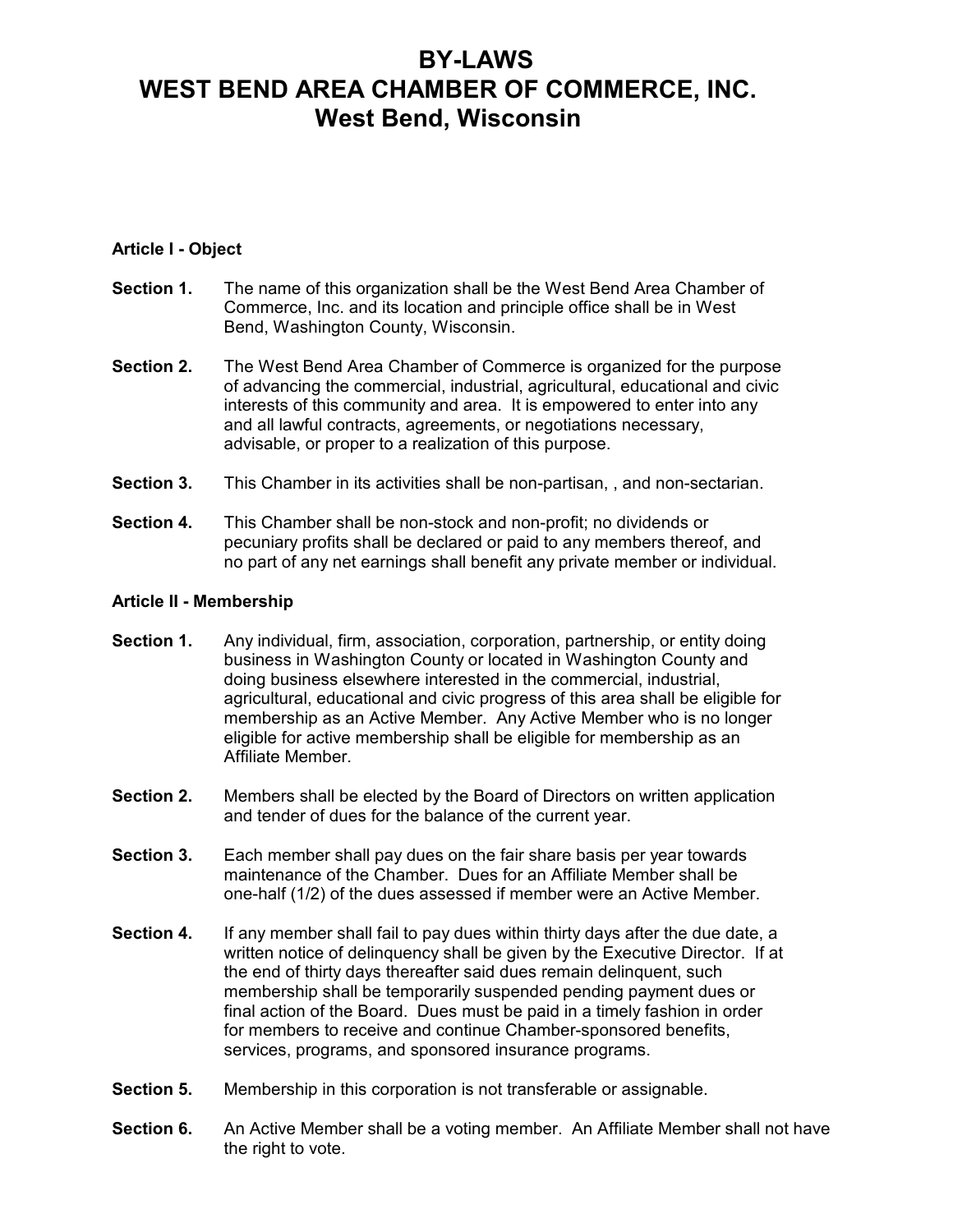# BY-LAWS
# WEST BEND AREA CHAMBER OF COMMERCE, INC.
# West Bend, Wisconsin

### Article I - Object

**Section 1.** The name of this organization shall be the West Bend Area Chamber of Commerce, Inc. and its location and principle office shall be in West Bend, Washington County, Wisconsin.

**Section 2.** The West Bend Area Chamber of Commerce is organized for the purpose of advancing the commercial, industrial, agricultural, educational and civic interests of this community and area. It is empowered to enter into any and all lawful contracts, agreements, or negotiations necessary, advisable, or proper to a realization of this purpose.

**Section 3.** This Chamber in its activities shall be non-partisan, , and non-sectarian.

**Section 4.** This Chamber shall be non-stock and non-profit; no dividends or pecuniary profits shall be declared or paid to any members thereof, and no part of any net earnings shall benefit any private member or individual.

### Article II - Membership

**Section 1.** Any individual, firm, association, corporation, partnership, or entity doing business in Washington County or located in Washington County and doing business elsewhere interested in the commercial, industrial, agricultural, educational and civic progress of this area shall be eligible for membership as an Active Member. Any Active Member who is no longer eligible for active membership shall be eligible for membership as an Affiliate Member.

**Section 2.** Members shall be elected by the Board of Directors on written application and tender of dues for the balance of the current year.

**Section 3.** Each member shall pay dues on the fair share basis per year towards maintenance of the Chamber. Dues for an Affiliate Member shall be one-half (1/2) of the dues assessed if member were an Active Member.

**Section 4.** If any member shall fail to pay dues within thirty days after the due date, a written notice of delinquency shall be given by the Executive Director. If at the end of thirty days thereafter said dues remain delinquent, such membership shall be temporarily suspended pending payment dues or final action of the Board. Dues must be paid in a timely fashion in order for members to receive and continue Chamber-sponsored benefits, services, programs, and sponsored insurance programs.

**Section 5.** Membership in this corporation is not transferable or assignable.

**Section 6.** An Active Member shall be a voting member. An Affiliate Member shall not have the right to vote.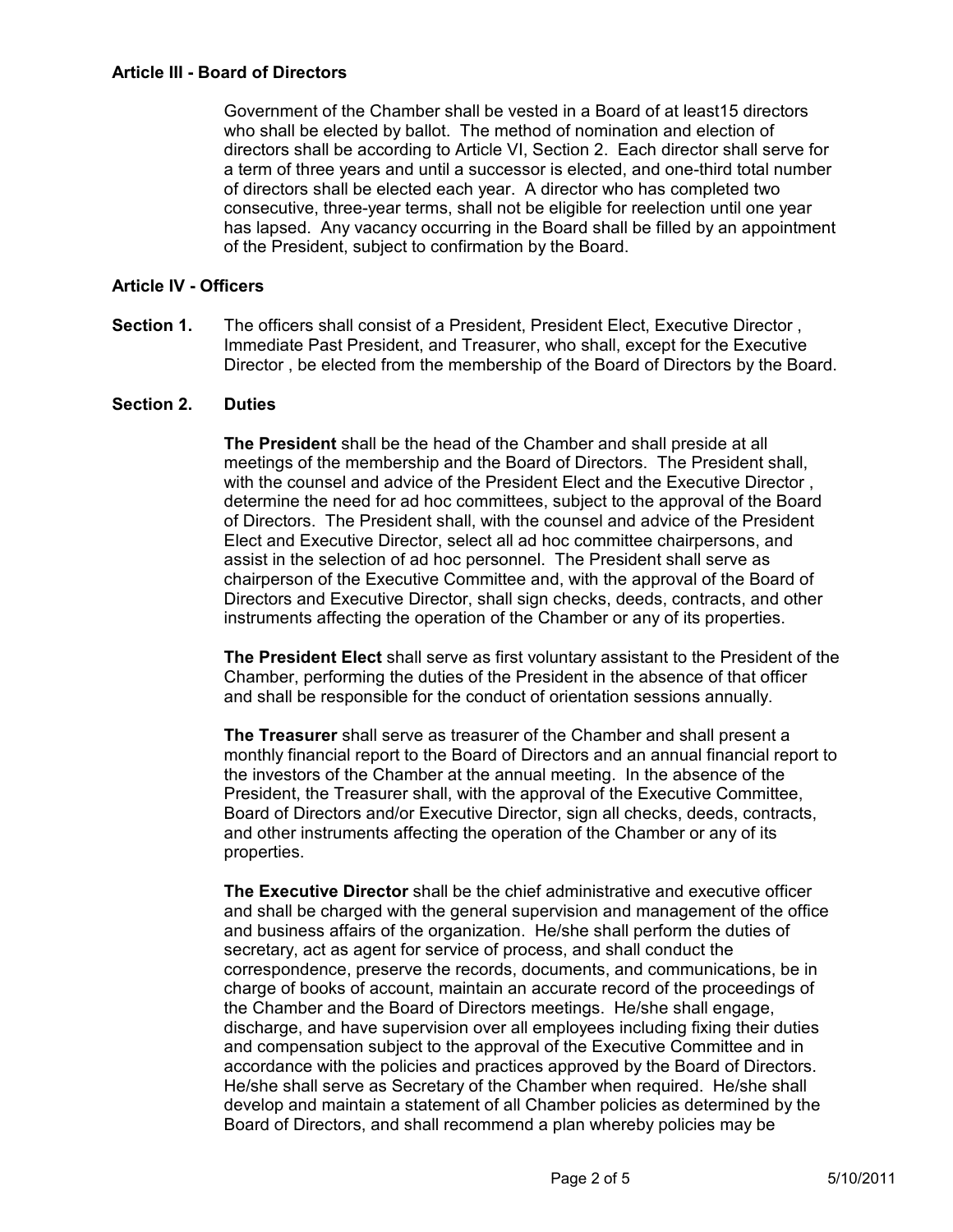### Article III - Board of Directors

Government of the Chamber shall be vested in a Board of at least15 directors who shall be elected by ballot. The method of nomination and election of directors shall be according to Article VI, Section 2. Each director shall serve for a term of three years and until a successor is elected, and one-third total number of directors shall be elected each year. A director who has completed two consecutive, three-year terms, shall not be eligible for reelection until one year has lapsed. Any vacancy occurring in the Board shall be filled by an appointment of the President, subject to confirmation by the Board.

### Article IV - Officers

**Section 1.** The officers shall consist of a President, President Elect, Executive Director , Immediate Past President, and Treasurer, who shall, except for the Executive Director , be elected from the membership of the Board of Directors by the Board.

**Section 2. Duties**

**The President** shall be the head of the Chamber and shall preside at all meetings of the membership and the Board of Directors. The President shall, with the counsel and advice of the President Elect and the Executive Director , determine the need for ad hoc committees, subject to the approval of the Board of Directors. The President shall, with the counsel and advice of the President Elect and Executive Director, select all ad hoc committee chairpersons, and assist in the selection of ad hoc personnel. The President shall serve as chairperson of the Executive Committee and, with the approval of the Board of Directors and Executive Director, shall sign checks, deeds, contracts, and other instruments affecting the operation of the Chamber or any of its properties.

**The President Elect** shall serve as first voluntary assistant to the President of the Chamber, performing the duties of the President in the absence of that officer and shall be responsible for the conduct of orientation sessions annually.

**The Treasurer** shall serve as treasurer of the Chamber and shall present a monthly financial report to the Board of Directors and an annual financial report to the investors of the Chamber at the annual meeting. In the absence of the President, the Treasurer shall, with the approval of the Executive Committee, Board of Directors and/or Executive Director, sign all checks, deeds, contracts, and other instruments affecting the operation of the Chamber or any of its properties.

**The Executive Director** shall be the chief administrative and executive officer and shall be charged with the general supervision and management of the office and business affairs of the organization. He/she shall perform the duties of secretary, act as agent for service of process, and shall conduct the correspondence, preserve the records, documents, and communications, be in charge of books of account, maintain an accurate record of the proceedings of the Chamber and the Board of Directors meetings. He/she shall engage, discharge, and have supervision over all employees including fixing their duties and compensation subject to the approval of the Executive Committee and in accordance with the policies and practices approved by the Board of Directors. He/she shall serve as Secretary of the Chamber when required. He/she shall develop and maintain a statement of all Chamber policies as determined by the Board of Directors, and shall recommend a plan whereby policies may be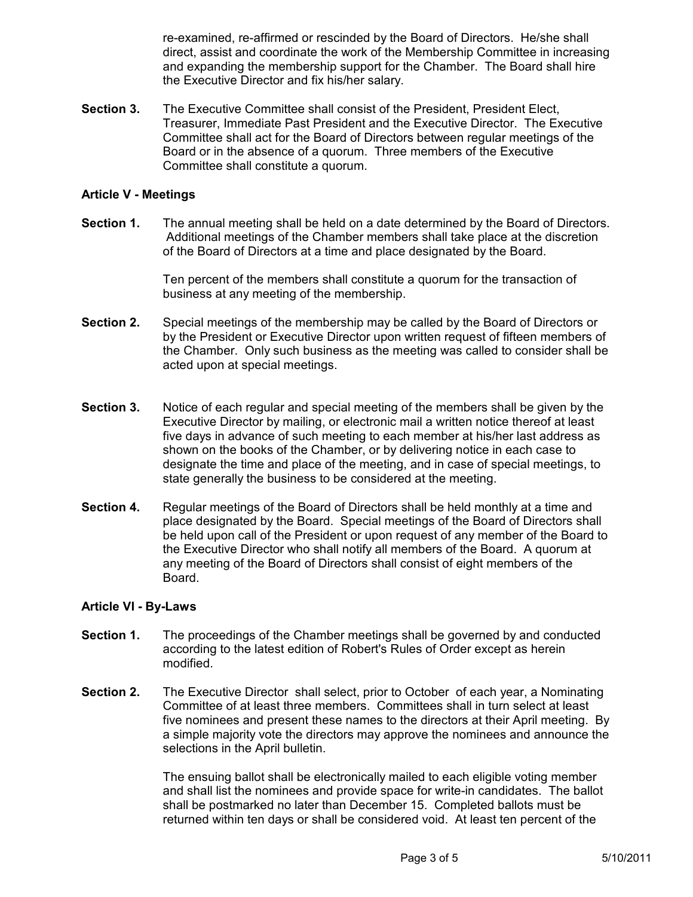re-examined, re-affirmed or rescinded by the Board of Directors. He/she shall direct, assist and coordinate the work of the Membership Committee in increasing and expanding the membership support for the Chamber. The Board shall hire the Executive Director and fix his/her salary.

**Section 3.** The Executive Committee shall consist of the President, President Elect, Treasurer, Immediate Past President and the Executive Director. The Executive Committee shall act for the Board of Directors between regular meetings of the Board or in the absence of a quorum. Three members of the Executive Committee shall constitute a quorum.

### Article V - Meetings

**Section 1.** The annual meeting shall be held on a date determined by the Board of Directors. Additional meetings of the Chamber members shall take place at the discretion of the Board of Directors at a time and place designated by the Board.

Ten percent of the members shall constitute a quorum for the transaction of business at any meeting of the membership.

**Section 2.** Special meetings of the membership may be called by the Board of Directors or by the President or Executive Director upon written request of fifteen members of the Chamber. Only such business as the meeting was called to consider shall be acted upon at special meetings.

**Section 3.** Notice of each regular and special meeting of the members shall be given by the Executive Director by mailing, or electronic mail a written notice thereof at least five days in advance of such meeting to each member at his/her last address as shown on the books of the Chamber, or by delivering notice in each case to designate the time and place of the meeting, and in case of special meetings, to state generally the business to be considered at the meeting.

**Section 4.** Regular meetings of the Board of Directors shall be held monthly at a time and place designated by the Board. Special meetings of the Board of Directors shall be held upon call of the President or upon request of any member of the Board to the Executive Director who shall notify all members of the Board. A quorum at any meeting of the Board of Directors shall consist of eight members of the Board.

### Article VI - By-Laws

**Section 1.** The proceedings of the Chamber meetings shall be governed by and conducted according to the latest edition of Robert's Rules of Order except as herein modified.

**Section 2.** The Executive Director shall select, prior to October of each year, a Nominating Committee of at least three members. Committees shall in turn select at least five nominees and present these names to the directors at their April meeting. By a simple majority vote the directors may approve the nominees and announce the selections in the April bulletin.

The ensuing ballot shall be electronically mailed to each eligible voting member and shall list the nominees and provide space for write-in candidates. The ballot shall be postmarked no later than December 15. Completed ballots must be returned within ten days or shall be considered void. At least ten percent of the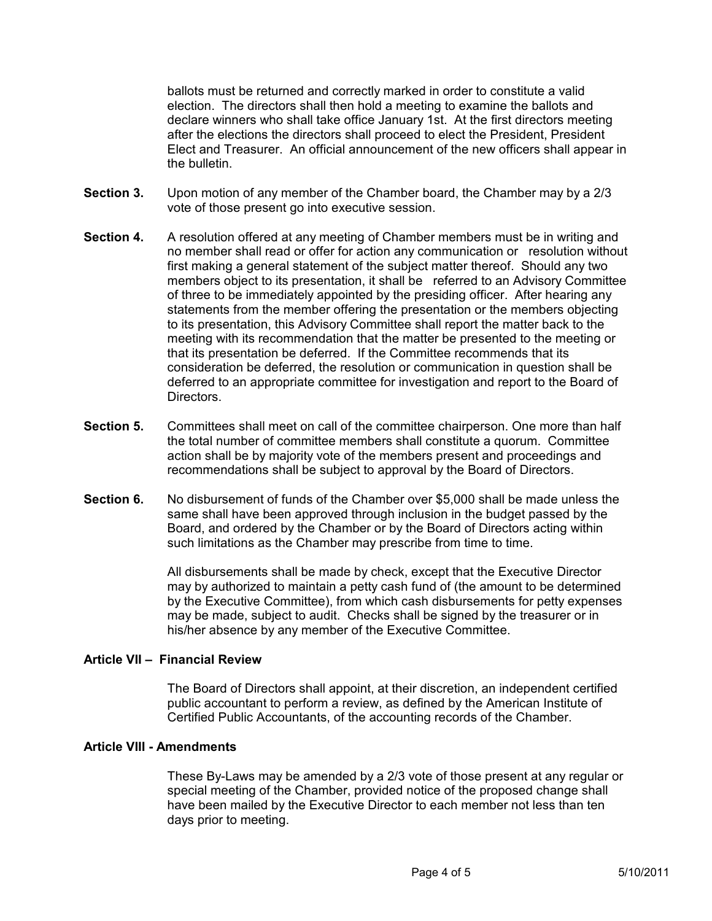ballots must be returned and correctly marked in order to constitute a valid election. The directors shall then hold a meeting to examine the ballots and declare winners who shall take office January 1st. At the first directors meeting after the elections the directors shall proceed to elect the President, President Elect and Treasurer. An official announcement of the new officers shall appear in the bulletin.

**Section 3.** Upon motion of any member of the Chamber board, the Chamber may by a 2/3 vote of those present go into executive session.

**Section 4.** A resolution offered at any meeting of Chamber members must be in writing and no member shall read or offer for action any communication or resolution without first making a general statement of the subject matter thereof. Should any two members object to its presentation, it shall be referred to an Advisory Committee of three to be immediately appointed by the presiding officer. After hearing any statements from the member offering the presentation or the members objecting to its presentation, this Advisory Committee shall report the matter back to the meeting with its recommendation that the matter be presented to the meeting or that its presentation be deferred. If the Committee recommends that its consideration be deferred, the resolution or communication in question shall be deferred to an appropriate committee for investigation and report to the Board of Directors.

**Section 5.** Committees shall meet on call of the committee chairperson. One more than half the total number of committee members shall constitute a quorum. Committee action shall be by majority vote of the members present and proceedings and recommendations shall be subject to approval by the Board of Directors.

**Section 6.** No disbursement of funds of the Chamber over $5,000 shall be made unless the same shall have been approved through inclusion in the budget passed by the Board, and ordered by the Chamber or by the Board of Directors acting within such limitations as the Chamber may prescribe from time to time.

All disbursements shall be made by check, except that the Executive Director may by authorized to maintain a petty cash fund of (the amount to be determined by the Executive Committee), from which cash disbursements for petty expenses may be made, subject to audit. Checks shall be signed by the treasurer or in his/her absence by any member of the Executive Committee.

## Article VII – Financial Review

The Board of Directors shall appoint, at their discretion, an independent certified public accountant to perform a review, as defined by the American Institute of Certified Public Accountants, of the accounting records of the Chamber.

## Article VIII - Amendments

These By-Laws may be amended by a 2/3 vote of those present at any regular or special meeting of the Chamber, provided notice of the proposed change shall have been mailed by the Executive Director to each member not less than ten days prior to meeting.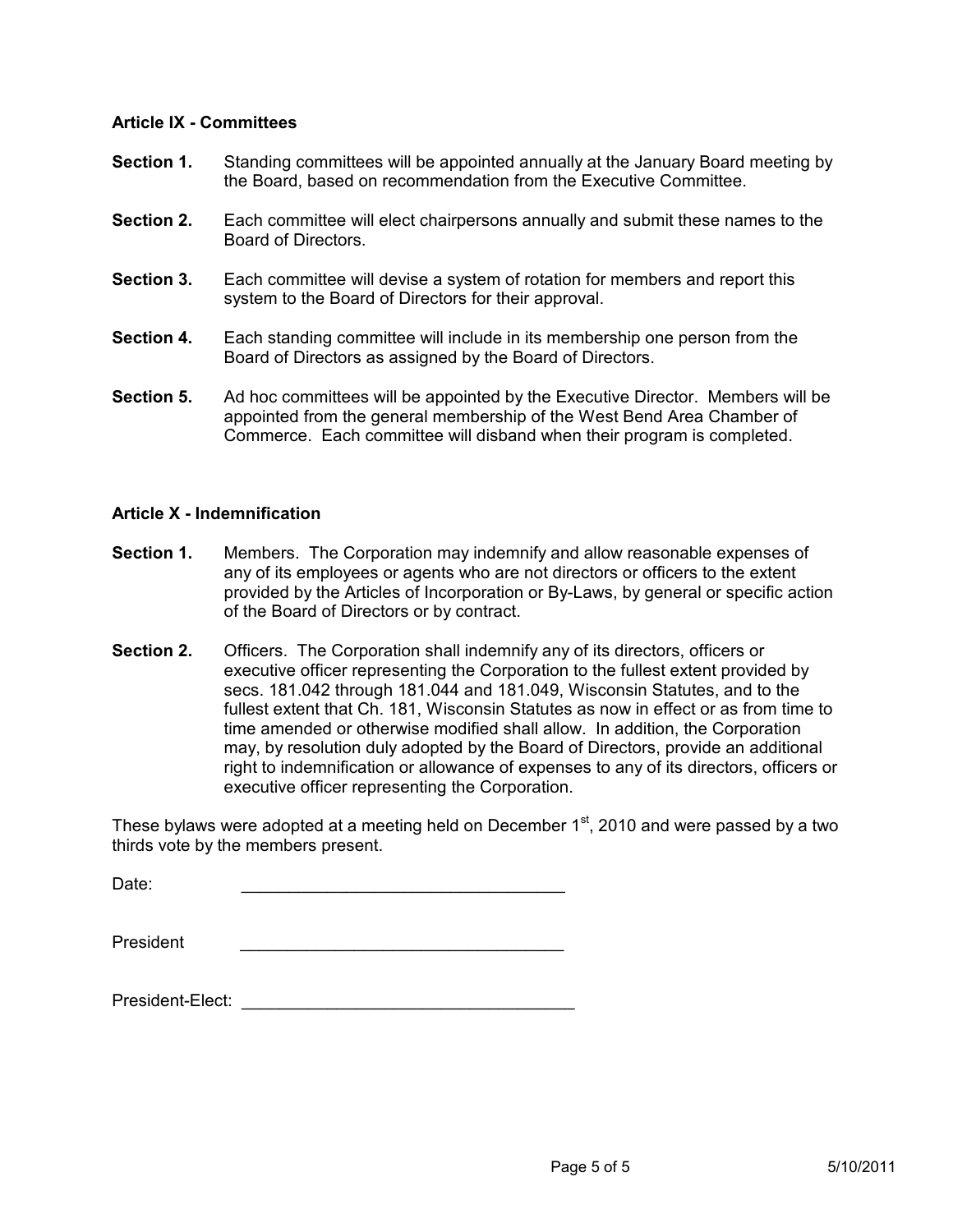### Article IX - Committees

**Section 1.** Standing committees will be appointed annually at the January Board meeting by the Board, based on recommendation from the Executive Committee.

**Section 2.** Each committee will elect chairpersons annually and submit these names to the Board of Directors.

**Section 3.** Each committee will devise a system of rotation for members and report this system to the Board of Directors for their approval.

**Section 4.** Each standing committee will include in its membership one person from the Board of Directors as assigned by the Board of Directors.

**Section 5.** Ad hoc committees will be appointed by the Executive Director. Members will be appointed from the general membership of the West Bend Area Chamber of Commerce. Each committee will disband when their program is completed.

### Article X - Indemnification

**Section 1.** Members. The Corporation may indemnify and allow reasonable expenses of any of its employees or agents who are not directors or officers to the extent provided by the Articles of Incorporation or By-Laws, by general or specific action of the Board of Directors or by contract.

**Section 2.** Officers. The Corporation shall indemnify any of its directors, officers or executive officer representing the Corporation to the fullest extent provided by secs. 181.042 through 181.044 and 181.049, Wisconsin Statutes, and to the fullest extent that Ch. 181, Wisconsin Statutes as now in effect or as from time to time amended or otherwise modified shall allow. In addition, the Corporation may, by resolution duly adopted by the Board of Directors, provide an additional right to indemnification or allowance of expenses to any of its directors, officers or executive officer representing the Corporation.

These bylaws were adopted at a meeting held on December 1st, 2010 and were passed by a two thirds vote by the members present.

Date: \_\_\_\_\_\_\_\_\_\_\_\_\_\_\_\_\_\_\_\_\_\_\_\_\_\_\_\_\_\_\_\_\_\_

President \_\_\_\_\_\_\_\_\_\_\_\_\_\_\_\_\_\_\_\_\_\_\_\_\_\_\_\_\_\_\_\_\_\_

President-Elect: \_\_\_\_\_\_\_\_\_\_\_\_\_\_\_\_\_\_\_\_\_\_\_\_\_\_\_\_\_\_\_\_\_\_